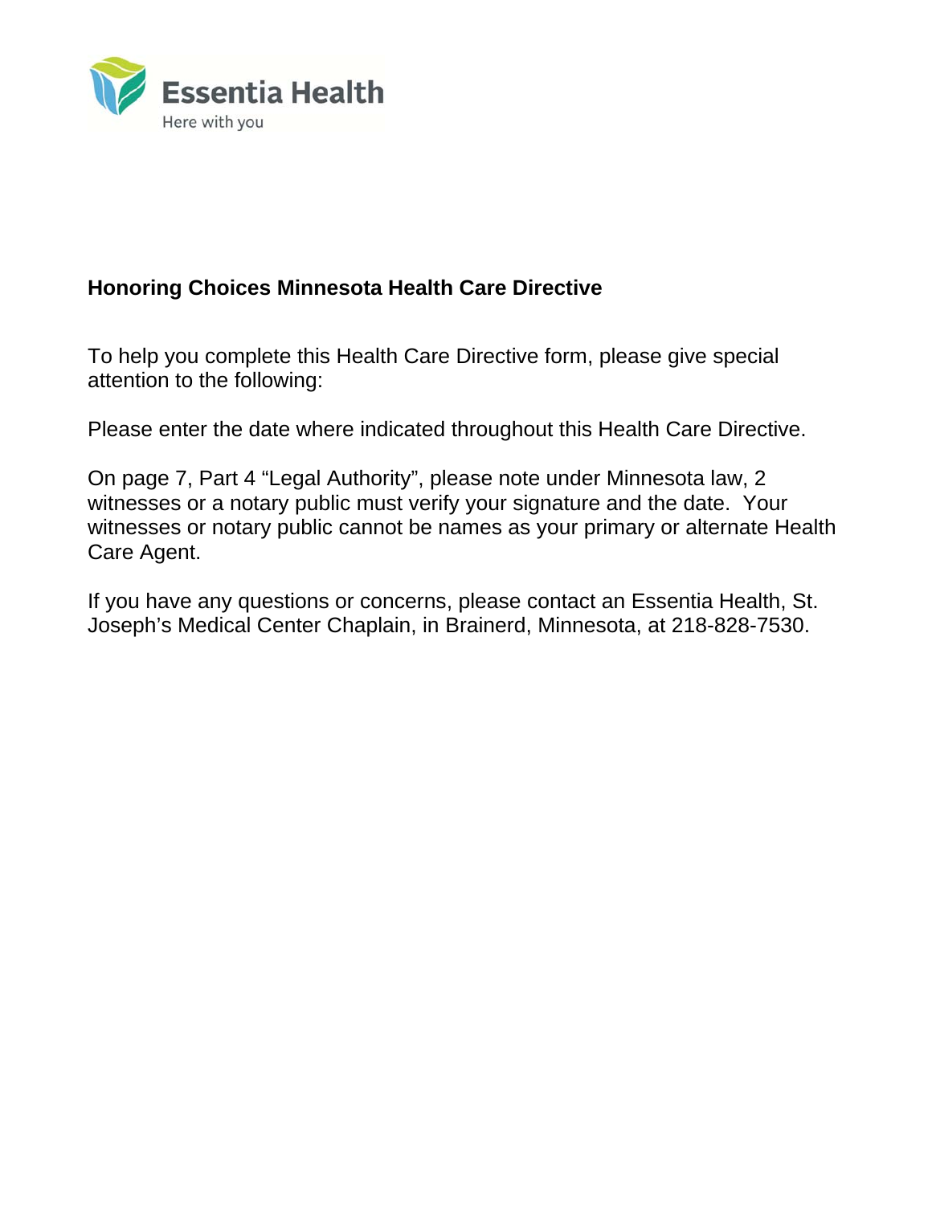Essentia Health

Here with you

## Honoring Choices Minnesota Health Care Directive

To help you complete this Health Care Directive form, please give special attention to the following:

Please enter the date where indicated throughout this Health Care Directive.

On page 7, Part 4 "Legal Authority", please note under Minnesota law, 2 witnesses or a notary public must verify your signature and the date. Your witnesses or notary public cannot be names as your primary or alternate Health Care Agent.

If you have any questions or concerns, please contact an Essentia Health, St. Joseph's Medical Center Chaplain, in Brainerd, Minnesota, at 218-828-7530.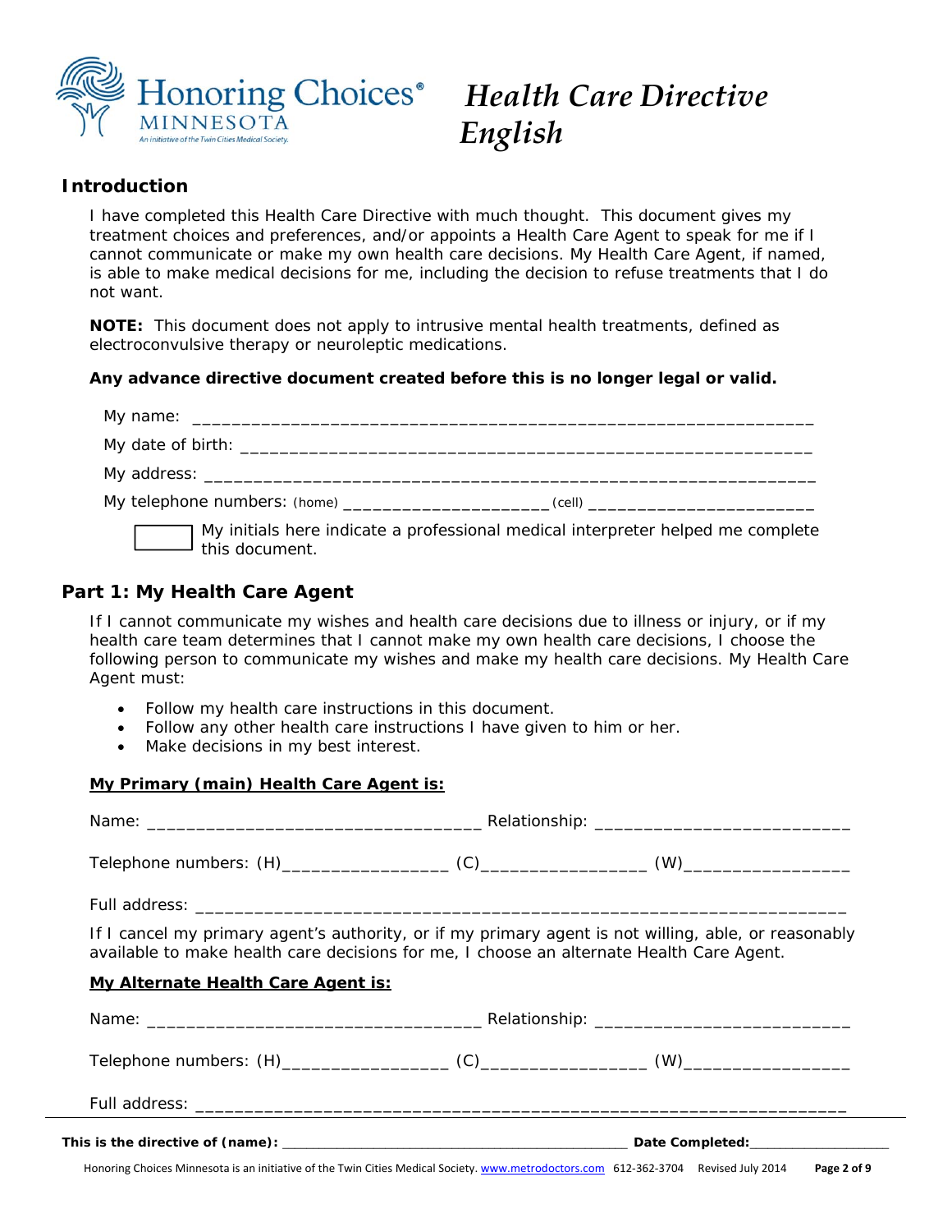# Health Care Directive English

## Introduction

I have completed this Health Care Directive with much thought. This document gives my treatment choices and preferences, and/or appoints a Health Care Agent to speak for me if I cannot communicate or make my own health care decisions. My Health Care Agent, if named, is able to make medical decisions for me, including the decision to refuse treatments that I do not want.

**NOTE:** This document does not apply to intrusive mental health treatments, defined as electroconvulsive therapy or neuroleptic medications.

**Any advance directive document created before this is no longer legal or valid.**

My name: _______________________________________________________________

My date of birth: ___________________________________________________________

My address: _______________________________________________________________

My telephone numbers: (home) _____________________ (cell) _______________________

☐ My initials here indicate a professional medical interpreter helped me complete this document.

## Part 1: My Health Care Agent

If I cannot communicate my wishes and health care decisions due to illness or injury, or if my health care team determines that I cannot make my own health care decisions, I choose the following person to communicate my wishes and make my health care decisions. My Health Care Agent must:

- Follow my health care instructions in this document.
- Follow any other health care instructions I have given to him or her.
- Make decisions in my best interest.

**My Primary (main) Health Care Agent is:**

Name: __________________________________ Relationship: _________________________

Telephone numbers: (H)________________ (C)________________ (W)________________

Full address: _____________________________________________________________________

If I cancel my primary agent's authority, or if my primary agent is not willing, able, or reasonably available to make health care decisions for me, I choose an alternate Health Care Agent.

**My Alternate Health Care Agent is:**

Name: __________________________________ Relationship: _________________________

Telephone numbers: (H)________________ (C)________________ (W)________________

Full address: _____________________________________________________________________

**This is the directive of (name):** ___________________________________________ **Date Completed:**_________________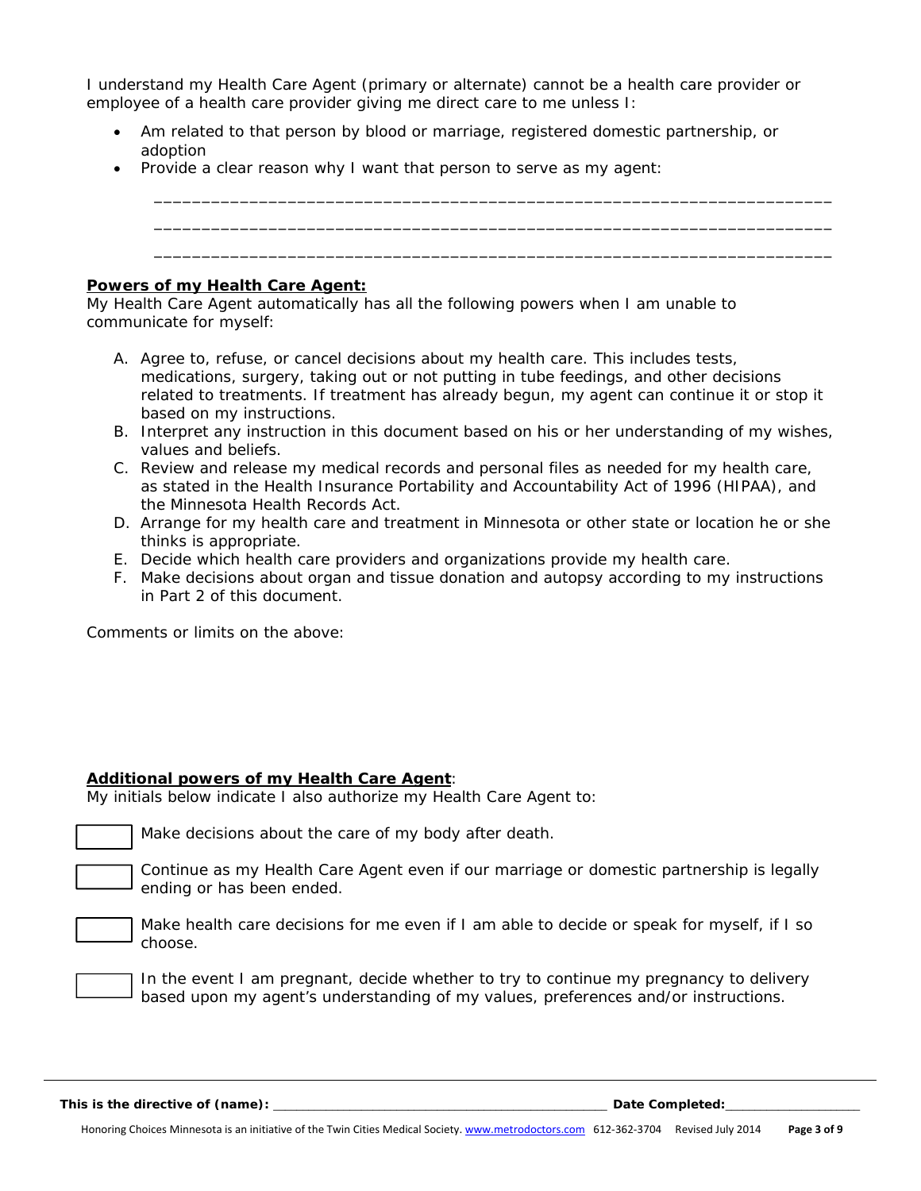I understand my Health Care Agent (primary or alternate) cannot be a health care provider or employee of a health care provider giving me direct care to me unless I:

- Am related to that person by blood or marriage, registered domestic partnership, or adoption
- Provide a clear reason why I want that person to serve as my agent:

  ______________________________________________________________________

  ______________________________________________________________________

  ______________________________________________________________________

**Powers of my Health Care Agent:**

My Health Care Agent automatically has all the following powers when I am unable to communicate for myself:

A. Agree to, refuse, or cancel decisions about my health care. This includes tests, medications, surgery, taking out or not putting in tube feedings, and other decisions related to treatments. If treatment has already begun, my agent can continue it or stop it based on my instructions.
B. Interpret any instruction in this document based on his or her understanding of my wishes, values and beliefs.
C. Review and release my medical records and personal files as needed for my health care, as stated in the Health Insurance Portability and Accountability Act of 1996 (HIPAA), and the Minnesota Health Records Act.
D. Arrange for my health care and treatment in Minnesota or other state or location he or she thinks is appropriate.
E. Decide which health care providers and organizations provide my health care.
F. Make decisions about organ and tissue donation and autopsy according to my instructions in Part 2 of this document.

Comments or limits on the above:

**Additional powers of my Health Care Agent**:

My initials below indicate I also authorize my Health Care Agent to:

☐ Make decisions about the care of my body after death.

☐ Continue as my Health Care Agent even if our marriage or domestic partnership is legally ending or has been ended.

☐ Make health care decisions for me even if I am able to decide or speak for myself, if I so choose.

☐ In the event I am pregnant, decide whether to try to continue my pregnancy to delivery based upon my agent's understanding of my values, preferences and/or instructions.

**This is the directive of (name):** ______________________________ **Date Completed:**______________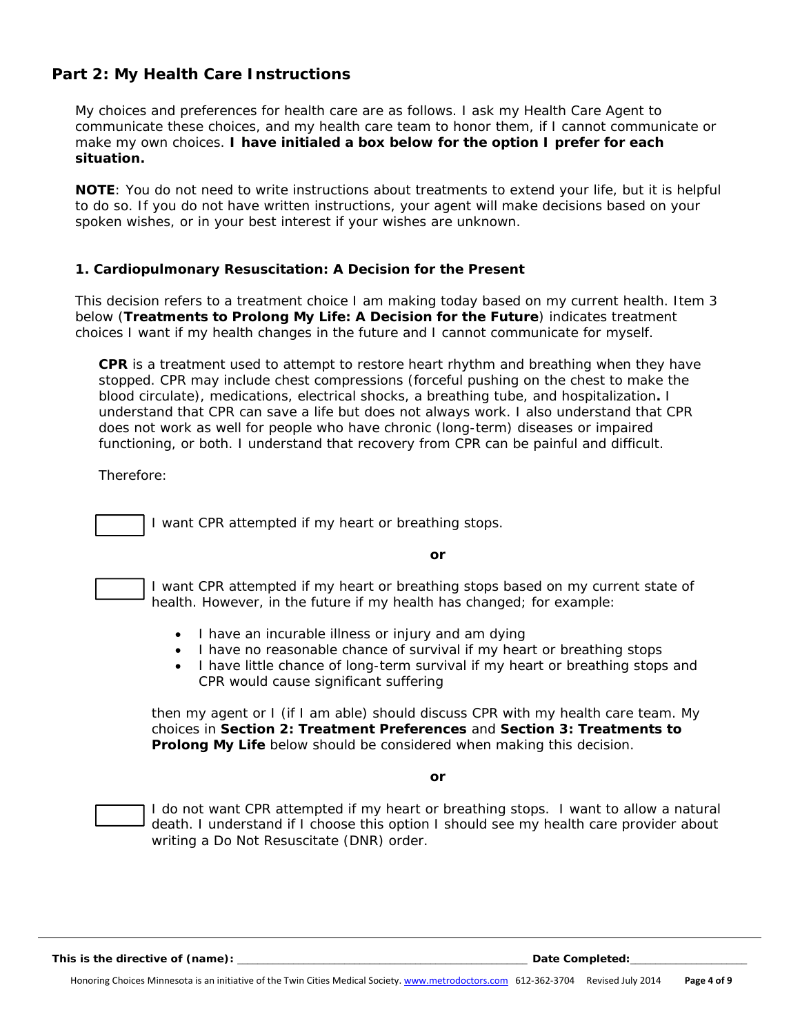## Part 2: My Health Care Instructions

My choices and preferences for health care are as follows. I ask my Health Care Agent to communicate these choices, and my health care team to honor them, if I cannot communicate or make my own choices. **I have initialed a box below for the option I prefer for each situation.**

**NOTE**: You do not need to write instructions about treatments to extend your life, but it is helpful to do so. If you do not have written instructions, your agent will make decisions based on your spoken wishes, or in your best interest if your wishes are unknown.

### 1. Cardiopulmonary Resuscitation: A Decision for the Present

This decision refers to a treatment choice I am making today based on my current health. Item 3 below (**Treatments to Prolong My Life: A Decision for the Future**) indicates treatment choices I want if my health changes in the future and I cannot communicate for myself.

**CPR** is a treatment used to attempt to restore heart rhythm and breathing when they have stopped. CPR may include chest compressions (forceful pushing on the chest to make the blood circulate), medications, electrical shocks, a breathing tube, and hospitalization**.** I understand that CPR can save a life but does not always work. I also understand that CPR does not work as well for people who have chronic (long-term) diseases or impaired functioning, or both. I understand that recovery from CPR can be painful and difficult.

Therefore:

☐ I want CPR attempted if my heart or breathing stops.

**or**

☐ I want CPR attempted if my heart or breathing stops based on my current state of health. However, in the future if my health has changed; for example:

- I have an incurable illness or injury and am dying
- I have no reasonable chance of survival if my heart or breathing stops
- I have little chance of long-term survival if my heart or breathing stops and CPR would cause significant suffering

then my agent or I (if I am able) should discuss CPR with my health care team. My choices in **Section 2: Treatment Preferences** and **Section 3: Treatments to Prolong My Life** below should be considered when making this decision.

**or**

☐ I do not want CPR attempted if my heart or breathing stops. I want to allow a natural death. I understand if I choose this option I should see my health care provider about writing a Do Not Resuscitate (DNR) order.

**This is the directive of (name):** ______________________________ **Date Completed:**______________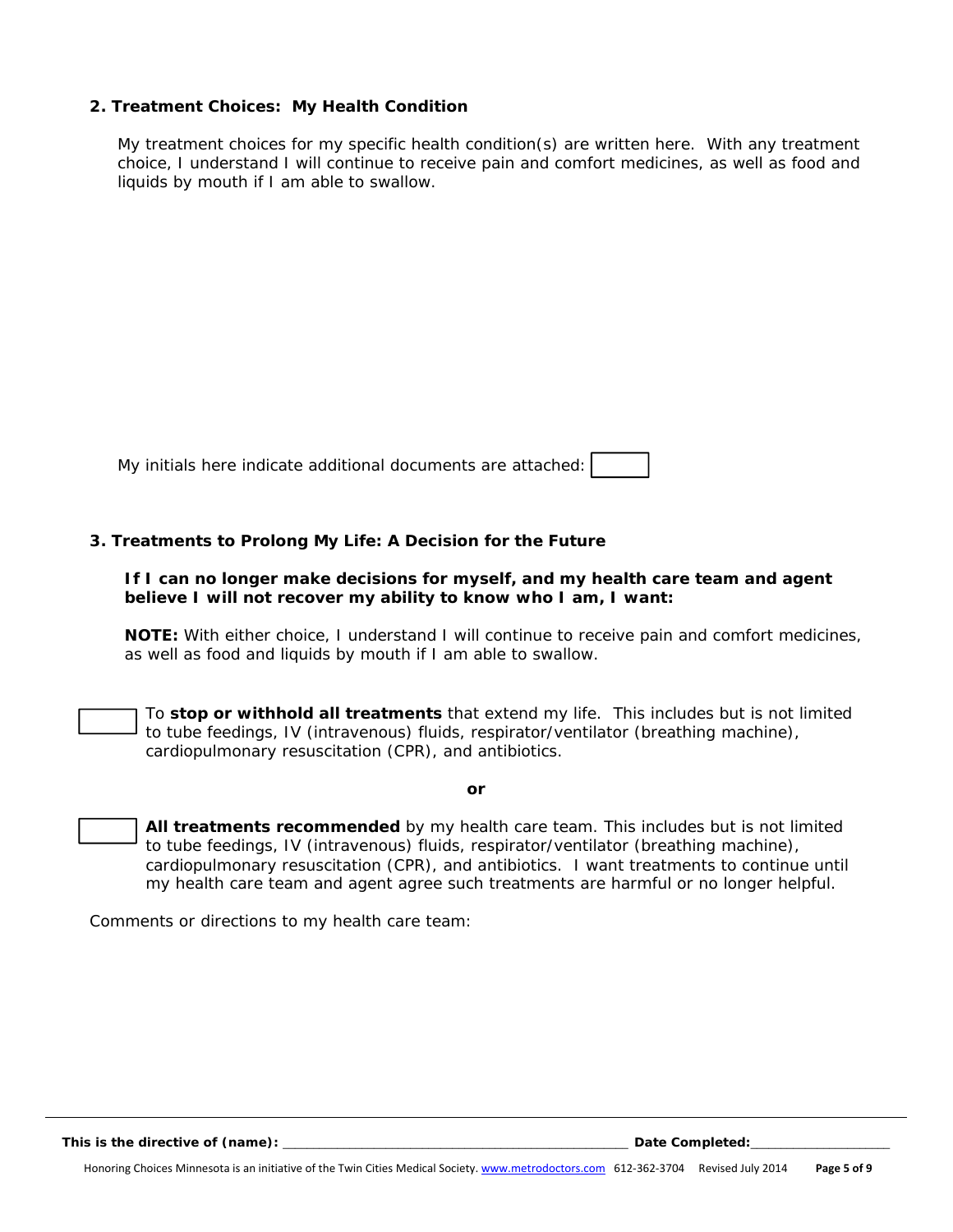## 2. Treatment Choices: My Health Condition

My treatment choices for my specific health condition(s) are written here. With any treatment choice, I understand I will continue to receive pain and comfort medicines, as well as food and liquids by mouth if I am able to swallow.

My initials here indicate additional documents are attached: [ ]

## 3. Treatments to Prolong My Life: A Decision for the Future

**If I can no longer make decisions for myself, and my health care team and agent believe I will not recover my ability to know who I am, I want:**

**NOTE:** With either choice, I understand I will continue to receive pain and comfort medicines, as well as food and liquids by mouth if I am able to swallow.

[ ] To **stop or withhold all treatments** that extend my life. This includes but is not limited to tube feedings, IV (intravenous) fluids, respirator/ventilator (breathing machine), cardiopulmonary resuscitation (CPR), and antibiotics.

**or**

[ ] **All treatments recommended** by my health care team. This includes but is not limited to tube feedings, IV (intravenous) fluids, respirator/ventilator (breathing machine), cardiopulmonary resuscitation (CPR), and antibiotics. I want treatments to continue until my health care team and agent agree such treatments are harmful or no longer helpful.

Comments or directions to my health care team:

**This is the directive of (name):** ______________________________________________ **Date Completed:**__________________

Honoring Choices Minnesota is an initiative of the Twin Cities Medical Society. www.metrodoctors.com 612-362-3704 Revised July 2014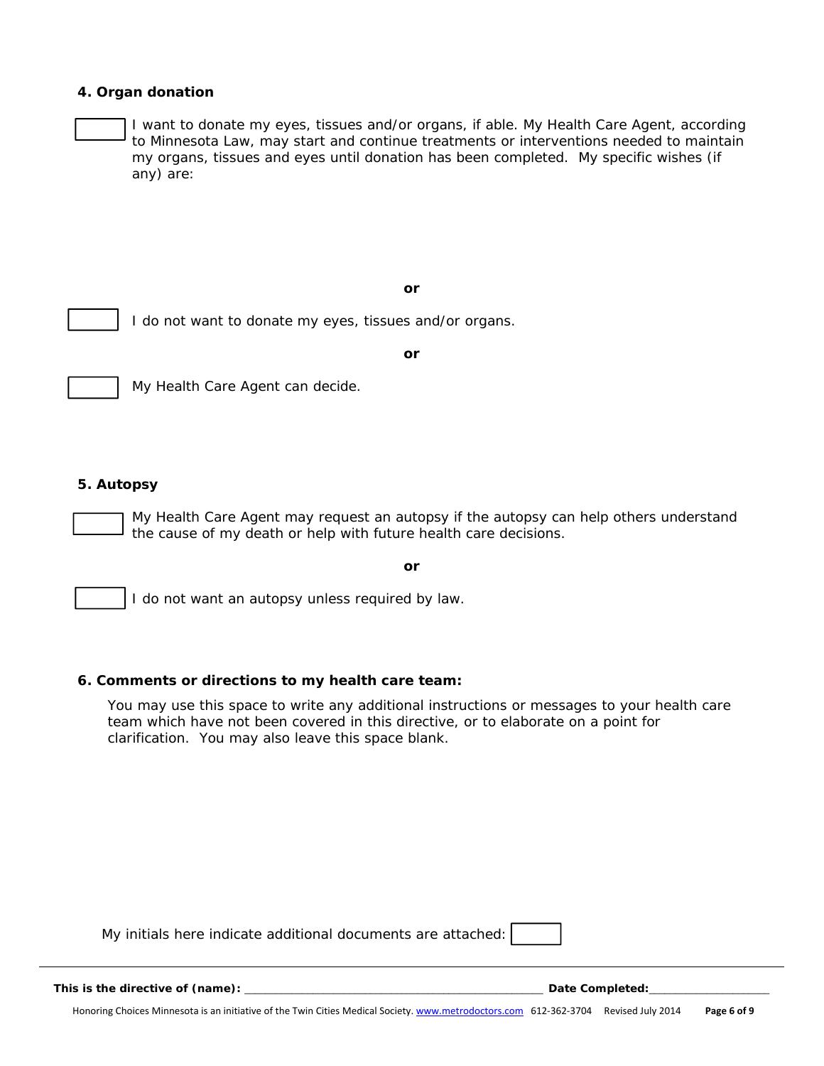**4. Organ donation**

☐ I want to donate my eyes, tissues and/or organs, if able. My Health Care Agent, according to Minnesota Law, may start and continue treatments or interventions needed to maintain my organs, tissues and eyes until donation has been completed. My specific wishes (if any) are:

**or**

☐ I do not want to donate my eyes, tissues and/or organs.

**or**

☐ My Health Care Agent can decide.

**5. Autopsy**

☐ My Health Care Agent may request an autopsy if the autopsy can help others understand the cause of my death or help with future health care decisions.

**or**

☐ I do not want an autopsy unless required by law.

**6. Comments or directions to my health care team:**

You may use this space to write any additional instructions or messages to your health care team which have not been covered in this directive, or to elaborate on a point for clarification. You may also leave this space blank.

My initials here indicate additional documents are attached: ☐

**This is the directive of (name):** ______________________________ **Date Completed:**______________

Honoring Choices Minnesota is an initiative of the Twin Cities Medical Society. www.metrodoctors.com 612-362-3704 Revised July 2014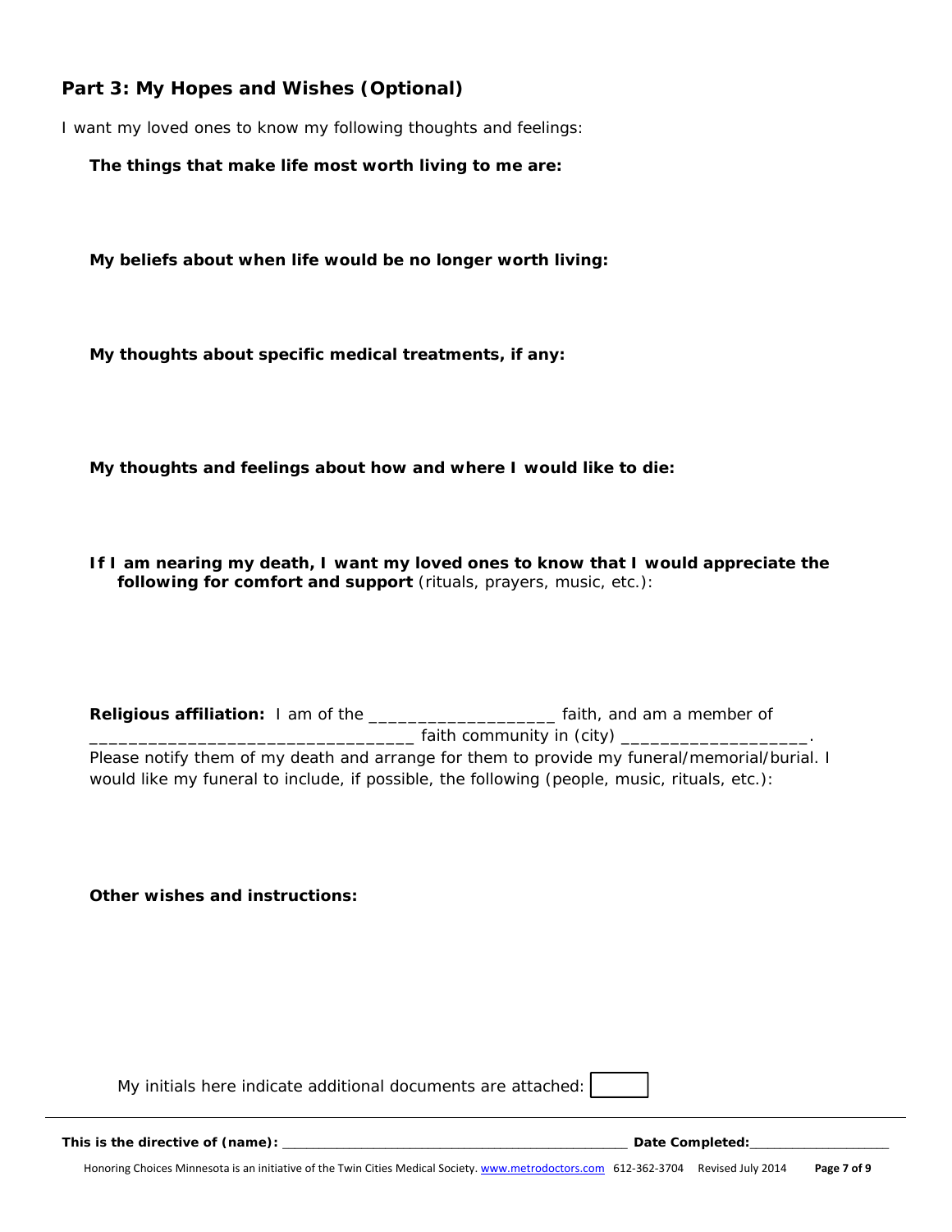## Part 3: My Hopes and Wishes (Optional)

I want my loved ones to know my following thoughts and feelings:

**The things that make life most worth living to me are:**

**My beliefs about when life would be no longer worth living:**

**My thoughts about specific medical treatments, if any:**

**My thoughts and feelings about how and where I would like to die:**

**If I am nearing my death, I want my loved ones to know that I would appreciate the following for comfort and support** (rituals, prayers, music, etc.):

**Religious affiliation:** I am of the ___________________ faith, and am a member of _________________________________ faith community in (city) ___________________. Please notify them of my death and arrange for them to provide my funeral/memorial/burial. I would like my funeral to include, if possible, the following (people, music, rituals, etc.):

**Other wishes and instructions:**

My initials here indicate additional documents are attached: [ ]

**This is the directive of (name):** _____________________________________________ **Date Completed:** __________________

Honoring Choices Minnesota is an initiative of the Twin Cities Medical Society. www.metrodoctors.com 612-362-3704 Revised July 2014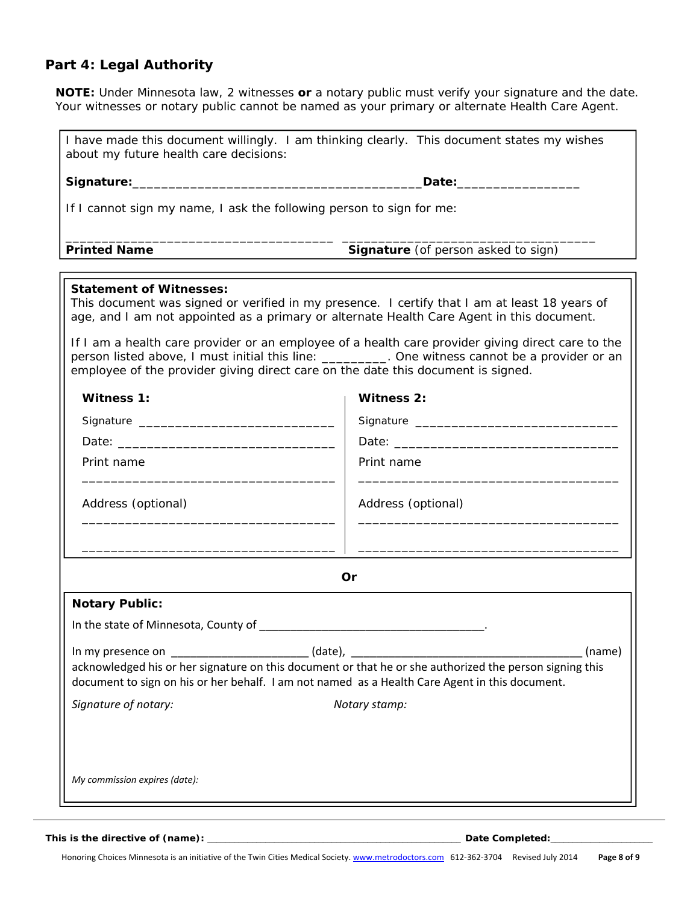## Part 4: Legal Authority

**NOTE:** Under Minnesota law, 2 witnesses **or** a notary public must verify your signature and the date. Your witnesses or notary public cannot be named as your primary or alternate Health Care Agent.

I have made this document willingly. I am thinking clearly. This document states my wishes about my future health care decisions:

**Signature:**_________________________________________**Date:**_________________

If I cannot sign my name, I ask the following person to sign for me:

_____________________________________ _____________________________________
**Printed Name** **Signature** (of person asked to sign)

**Statement of Witnesses:**
This document was signed or verified in my presence. I certify that I am at least 18 years of age, and I am not appointed as a primary or alternate Health Care Agent in this document.

If I am a health care provider or an employee of a health care provider giving direct care to the person listed above, I must initial this line: _________. One witness cannot be a provider or an employee of the provider giving direct care on the date this document is signed.

**Witness 1:**

Signature ____________________________

Date: ______________________________

Print name

____________________________________

Address (optional)

____________________________________

____________________________________

**Witness 2:**

Signature ____________________________

Date: ______________________________

Print name

____________________________________

Address (optional)

____________________________________

____________________________________

**Or**

**Notary Public:**

In the state of Minnesota, County of ____________________________________.

In my presence on _____________________ (date), _____________________________________ (name) acknowledged his or her signature on this document or that he or she authorized the person signing this document to sign on his or her behalf. I am not named as a Health Care Agent in this document.

*Signature of notary:* *Notary stamp:*

*My commission expires (date):*

**This is the directive of (name):** _____________________________________________ **Date Completed:**__________________

Honoring Choices Minnesota is an initiative of the Twin Cities Medical Society. www.metrodoctors.com 612-362-3704 Revised July 2014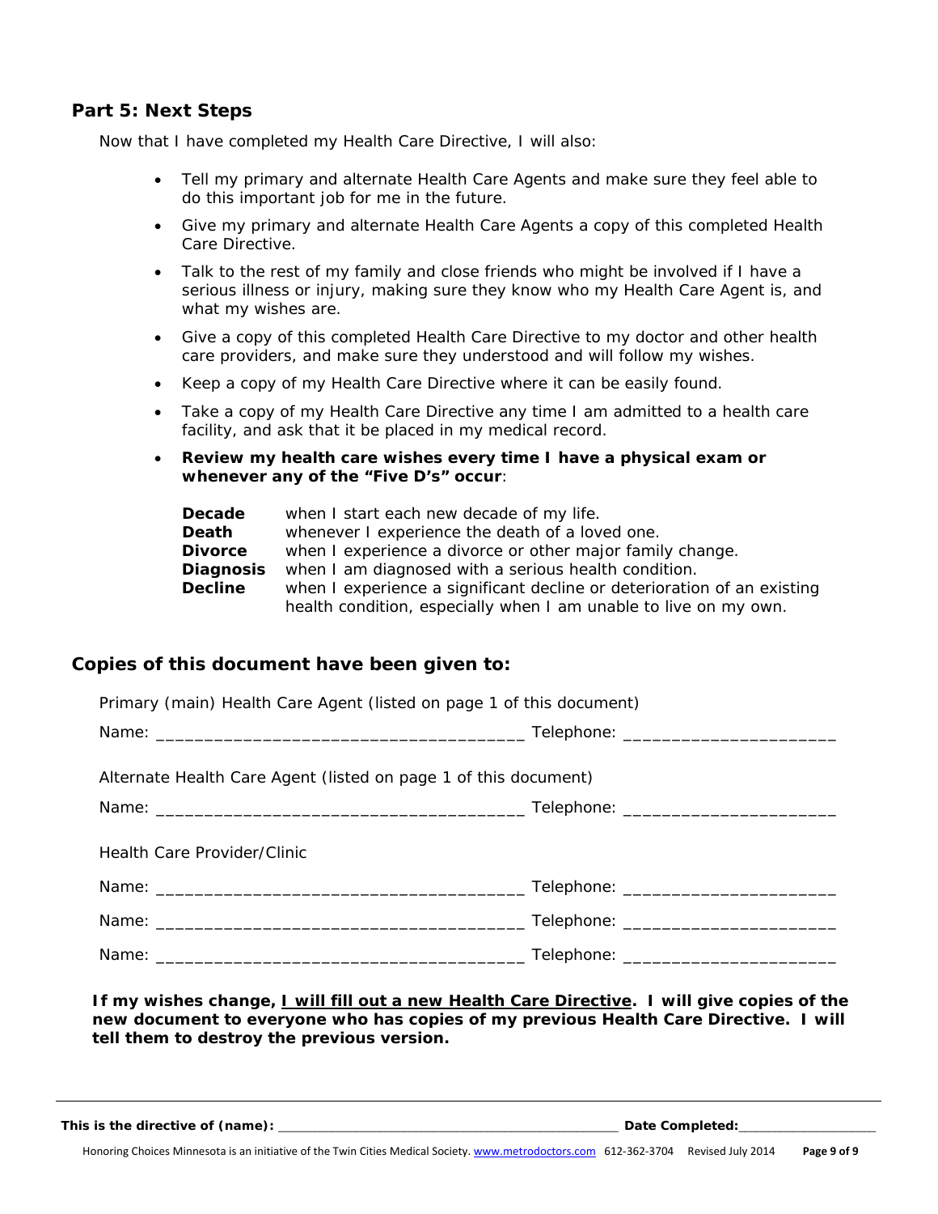## Part 5: Next Steps

Now that I have completed my Health Care Directive, I will also:

- Tell my primary and alternate Health Care Agents and make sure they feel able to do this important job for me in the future.
- Give my primary and alternate Health Care Agents a copy of this completed Health Care Directive.
- Talk to the rest of my family and close friends who might be involved if I have a serious illness or injury, making sure they know who my Health Care Agent is, and what my wishes are.
- Give a copy of this completed Health Care Directive to my doctor and other health care providers, and make sure they understood and will follow my wishes.
- Keep a copy of my Health Care Directive where it can be easily found.
- Take a copy of my Health Care Directive any time I am admitted to a health care facility, and ask that it be placed in my medical record.
- **Review my health care wishes every time I have a physical exam or whenever any of the "Five D's" occur**:

| | |
|---|---|
| **Decade** | when I start each new decade of my life. |
| **Death** | whenever I experience the death of a loved one. |
| **Divorce** | when I experience a divorce or other major family change. |
| **Diagnosis** | when I am diagnosed with a serious health condition. |
| **Decline** | when I experience a significant decline or deterioration of an existing health condition, especially when I am unable to live on my own. |

## Copies of this document have been given to:

Primary (main) Health Care Agent (listed on page 1 of this document)

Name: _____________________________________ Telephone: _____________________

Alternate Health Care Agent (listed on page 1 of this document)

Name: _____________________________________ Telephone: _____________________

Health Care Provider/Clinic

Name: _____________________________________ Telephone: _____________________

Name: _____________________________________ Telephone: _____________________

Name: _____________________________________ Telephone: _____________________

**If my wishes change, <u>I will fill out a new Health Care Directive</u>. I will give copies of the new document to everyone who has copies of my previous Health Care Directive. I will tell them to destroy the previous version.**

**This is the directive of (name):** _____________________________________________ **Date Completed:**__________________